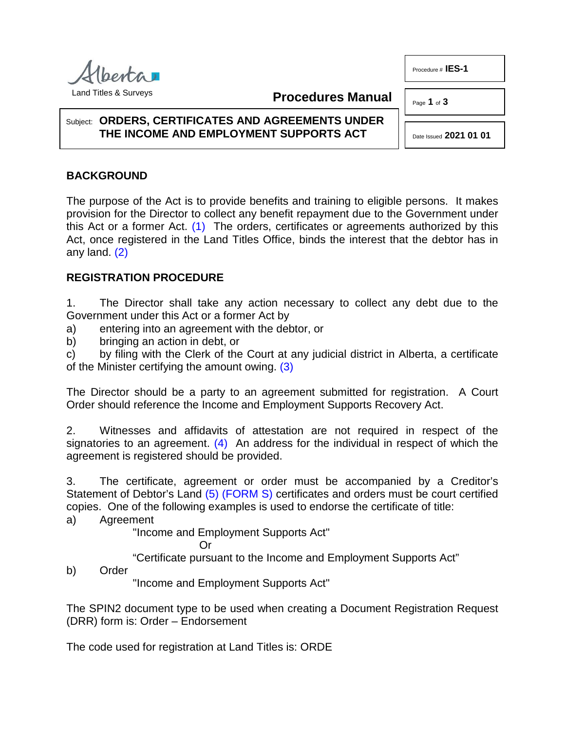Alberta
Land Titles & Surveys

**Procedures Manual**

Procedure # **IES-1**

Date Issued **2021 01 01**

Subject: **ORDERS, CERTIFICATES AND AGREEMENTS UNDER THE INCOME AND EMPLOYMENT SUPPORTS ACT**

## BACKGROUND

The purpose of the Act is to provide benefits and training to eligible persons. It makes provision for the Director to collect any benefit repayment due to the Government under this Act or a former Act. (1) The orders, certificates or agreements authorized by this Act, once registered in the Land Titles Office, binds the interest that the debtor has in any land. (2)

## REGISTRATION PROCEDURE

1. The Director shall take any action necessary to collect any debt due to the Government under this Act or a former Act by

a) entering into an agreement with the debtor, or
b) bringing an action in debt, or
c) by filing with the Clerk of the Court at any judicial district in Alberta, a certificate of the Minister certifying the amount owing. (3)

The Director should be a party to an agreement submitted for registration. A Court Order should reference the Income and Employment Supports Recovery Act.

2. Witnesses and affidavits of attestation are not required in respect of the signatories to an agreement. (4) An address for the individual in respect of which the agreement is registered should be provided.

3. The certificate, agreement or order must be accompanied by a Creditor's Statement of Debtor's Land (5) (FORM S) certificates and orders must be court certified copies. One of the following examples is used to endorse the certificate of title:

a) Agreement

"Income and Employment Supports Act"

Or

"Certificate pursuant to the Income and Employment Supports Act"

b) Order

"Income and Employment Supports Act"

The SPIN2 document type to be used when creating a Document Registration Request (DRR) form is: Order – Endorsement

The code used for registration at Land Titles is: ORDE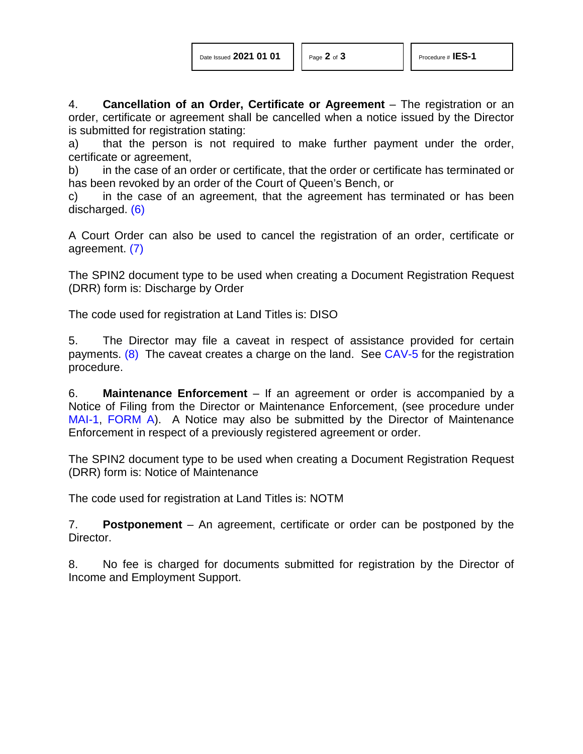4. **Cancellation of an Order, Certificate or Agreement** – The registration or an order, certificate or agreement shall be cancelled when a notice issued by the Director is submitted for registration stating:

a) that the person is not required to make further payment under the order, certificate or agreement,

b) in the case of an order or certificate, that the order or certificate has terminated or has been revoked by an order of the Court of Queen's Bench, or

c) in the case of an agreement, that the agreement has terminated or has been discharged. (6)

A Court Order can also be used to cancel the registration of an order, certificate or agreement. (7)

The SPIN2 document type to be used when creating a Document Registration Request (DRR) form is: Discharge by Order

The code used for registration at Land Titles is: DISO

5. The Director may file a caveat in respect of assistance provided for certain payments. (8) The caveat creates a charge on the land. See CAV-5 for the registration procedure.

6. **Maintenance Enforcement** – If an agreement or order is accompanied by a Notice of Filing from the Director or Maintenance Enforcement, (see procedure under MAI-1, FORM A). A Notice may also be submitted by the Director of Maintenance Enforcement in respect of a previously registered agreement or order.

The SPIN2 document type to be used when creating a Document Registration Request (DRR) form is: Notice of Maintenance

The code used for registration at Land Titles is: NOTM

7. **Postponement** – An agreement, certificate or order can be postponed by the Director.

8. No fee is charged for documents submitted for registration by the Director of Income and Employment Support.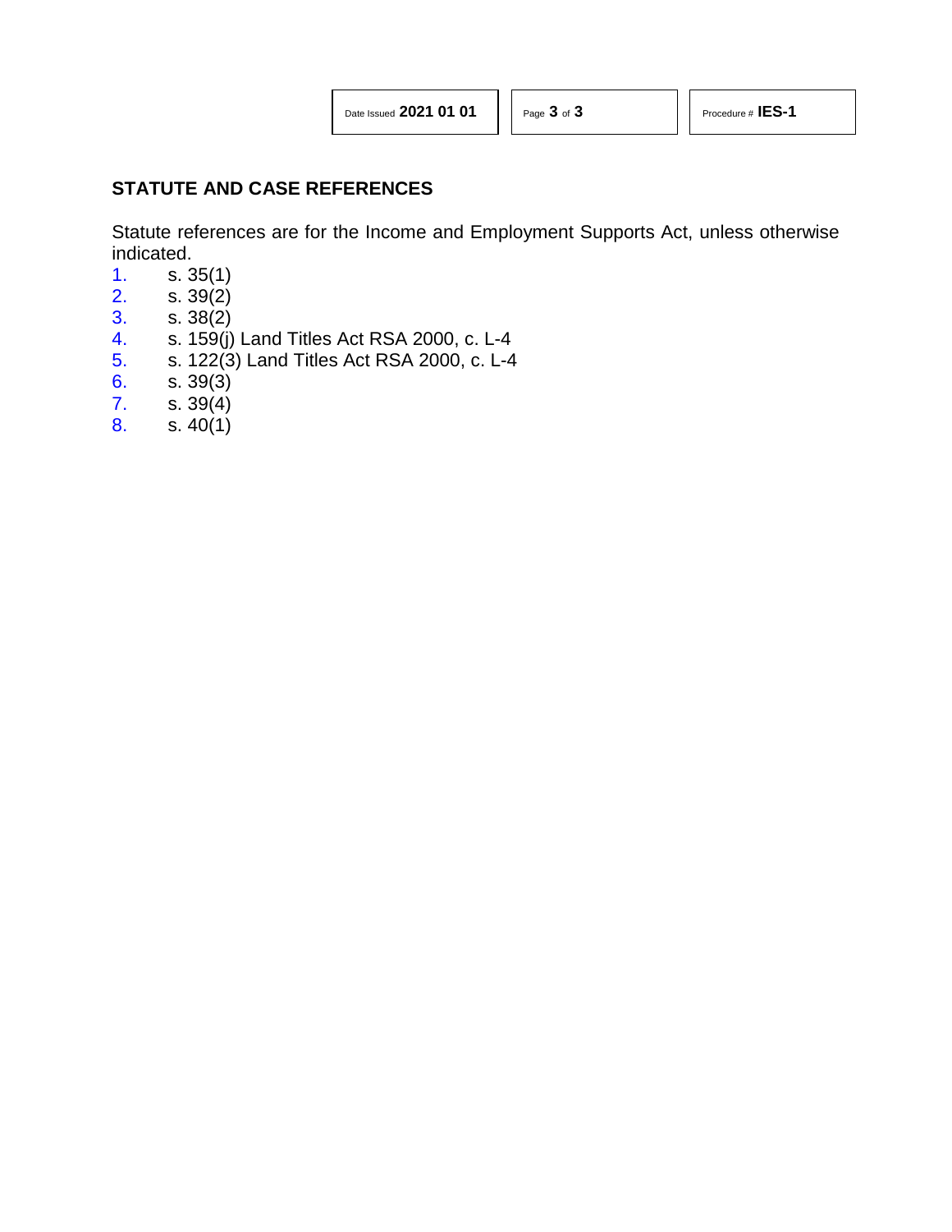## STATUTE AND CASE REFERENCES

Statute references are for the Income and Employment Supports Act, unless otherwise indicated.

1. s. 35(1)
2. s. 39(2)
3. s. 38(2)
4. s. 159(j) Land Titles Act RSA 2000, c. L-4
5. s. 122(3) Land Titles Act RSA 2000, c. L-4
6. s. 39(3)
7. s. 39(4)
8. s. 40(1)